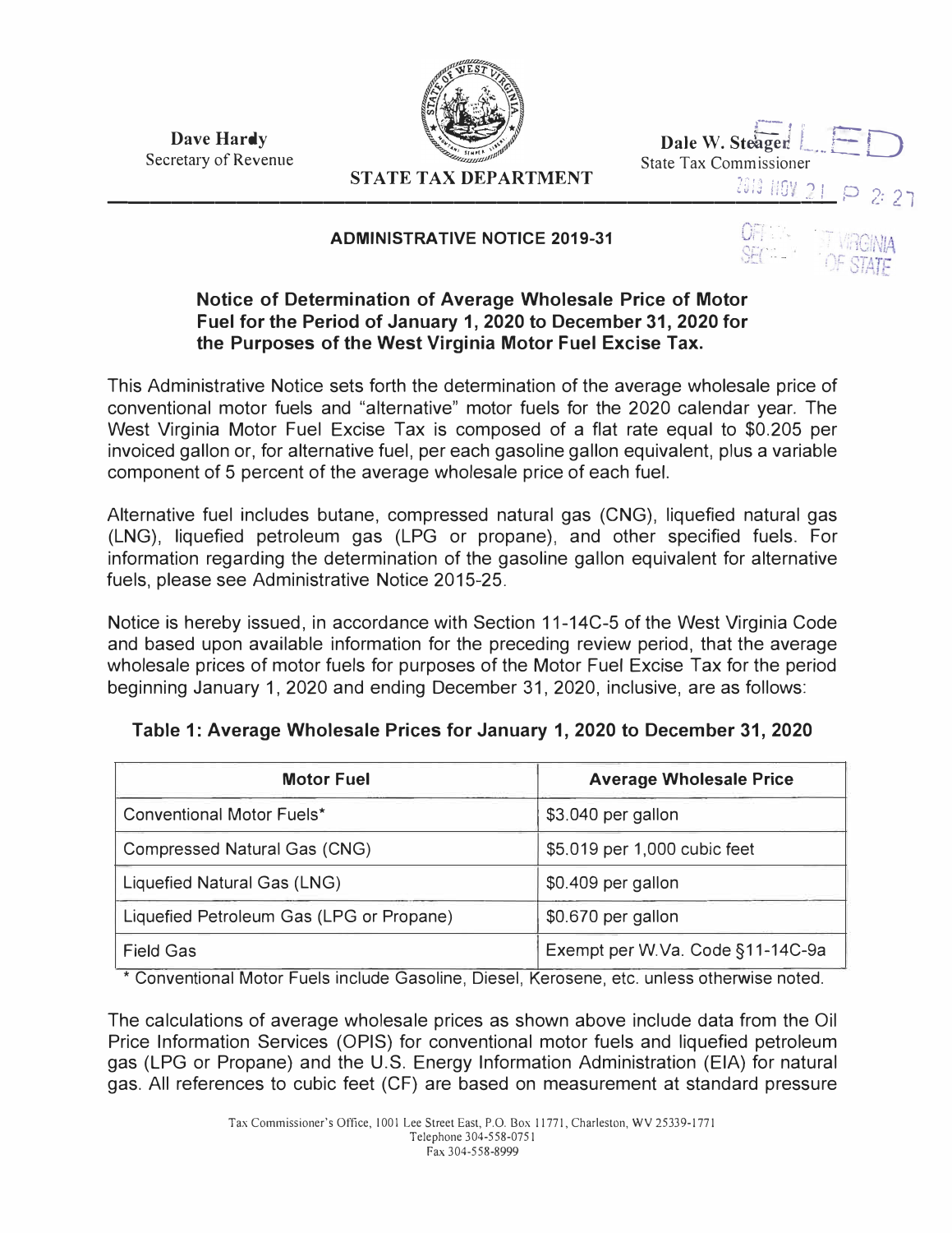Dave Hardy
Secretary of Revenue

**STATE TAX DEPARTMENT**

Dale W. Steager
State Tax Commissioner

FILED
2019 NOV 21 P 2:27
OFFICE WEST VIRGINIA SECRETARY OF STATE

**ADMINISTRATIVE NOTICE 2019-31**

## Notice of Determination of Average Wholesale Price of Motor Fuel for the Period of January 1, 2020 to December 31, 2020 for the Purposes of the West Virginia Motor Fuel Excise Tax.

This Administrative Notice sets forth the determination of the average wholesale price of conventional motor fuels and "alternative" motor fuels for the 2020 calendar year. The West Virginia Motor Fuel Excise Tax is composed of a flat rate equal to $0.205 per invoiced gallon or, for alternative fuel, per each gasoline gallon equivalent, plus a variable component of 5 percent of the average wholesale price of each fuel.

Alternative fuel includes butane, compressed natural gas (CNG), liquefied natural gas (LNG), liquefied petroleum gas (LPG or propane), and other specified fuels. For information regarding the determination of the gasoline gallon equivalent for alternative fuels, please see Administrative Notice 2015-25.

Notice is hereby issued, in accordance with Section 11-14C-5 of the West Virginia Code and based upon available information for the preceding review period, that the average wholesale prices of motor fuels for purposes of the Motor Fuel Excise Tax for the period beginning January 1, 2020 and ending December 31, 2020, inclusive, are as follows:

**Table 1: Average Wholesale Prices for January 1, 2020 to December 31, 2020**

| Motor Fuel | Average Wholesale Price |
|---|---|
| Conventional Motor Fuels* | $3.040 per gallon |
| Compressed Natural Gas (CNG) | $5.019 per 1,000 cubic feet |
| Liquefied Natural Gas (LNG) | $0.409 per gallon |
| Liquefied Petroleum Gas (LPG or Propane) | $0.670 per gallon |
| Field Gas | Exempt per W.Va. Code §11-14C-9a |

* Conventional Motor Fuels include Gasoline, Diesel, Kerosene, etc. unless otherwise noted.

The calculations of average wholesale prices as shown above include data from the Oil Price Information Services (OPIS) for conventional motor fuels and liquefied petroleum gas (LPG or Propane) and the U.S. Energy Information Administration (EIA) for natural gas. All references to cubic feet (CF) are based on measurement at standard pressure

Tax Commissioner's Office, 1001 Lee Street East, P.O. Box 11771, Charleston, WV 25339-1771
Telephone 304-558-0751
Fax 304-558-8999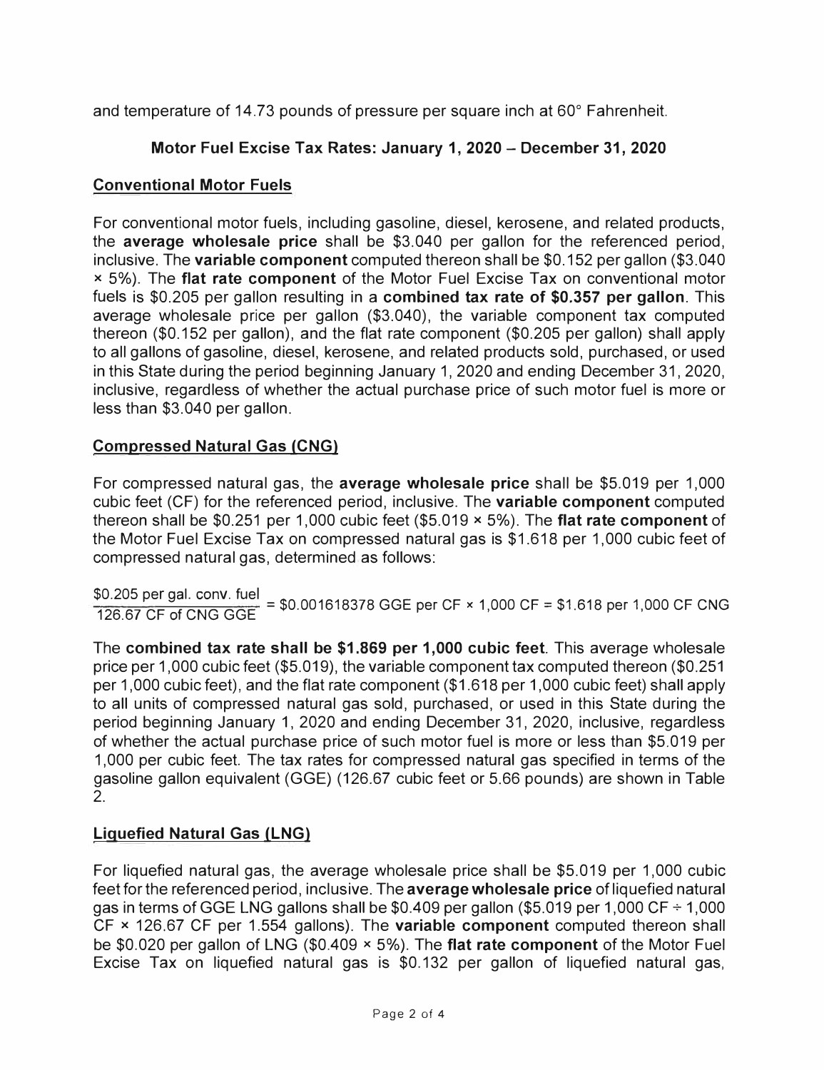and temperature of 14.73 pounds of pressure per square inch at 60° Fahrenheit.

## Motor Fuel Excise Tax Rates: January 1, 2020 – December 31, 2020

### Conventional Motor Fuels

For conventional motor fuels, including gasoline, diesel, kerosene, and related products, the **average wholesale price** shall be \$3.040 per gallon for the referenced period, inclusive. The **variable component** computed thereon shall be \$0.152 per gallon (\$3.040 × 5%). The **flat rate component** of the Motor Fuel Excise Tax on conventional motor fuels is \$0.205 per gallon resulting in a **combined tax rate of \$0.357 per gallon**. This average wholesale price per gallon (\$3.040), the variable component tax computed thereon (\$0.152 per gallon), and the flat rate component (\$0.205 per gallon) shall apply to all gallons of gasoline, diesel, kerosene, and related products sold, purchased, or used in this State during the period beginning January 1, 2020 and ending December 31, 2020, inclusive, regardless of whether the actual purchase price of such motor fuel is more or less than \$3.040 per gallon.

### Compressed Natural Gas (CNG)

For compressed natural gas, the **average wholesale price** shall be \$5.019 per 1,000 cubic feet (CF) for the referenced period, inclusive. The **variable component** computed thereon shall be \$0.251 per 1,000 cubic feet (\$5.019 × 5%). The **flat rate component** of the Motor Fuel Excise Tax on compressed natural gas is \$1.618 per 1,000 cubic feet of compressed natural gas, determined as follows:

$$\frac{\$0.205 \text{ per gal. conv. fuel}}{126.67 \text{ CF of CNG GGE}} = \$0.001618378 \text{ GGE per CF} \times 1{,}000 \text{ CF} = \$1.618 \text{ per } 1{,}000 \text{ CF CNG}$$

The **combined tax rate shall be \$1.869 per 1,000 cubic feet**. This average wholesale price per 1,000 cubic feet (\$5.019), the variable component tax computed thereon (\$0.251 per 1,000 cubic feet), and the flat rate component (\$1.618 per 1,000 cubic feet) shall apply to all units of compressed natural gas sold, purchased, or used in this State during the period beginning January 1, 2020 and ending December 31, 2020, inclusive, regardless of whether the actual purchase price of such motor fuel is more or less than \$5.019 per 1,000 per cubic feet. The tax rates for compressed natural gas specified in terms of the gasoline gallon equivalent (GGE) (126.67 cubic feet or 5.66 pounds) are shown in Table 2.

### Liquefied Natural Gas (LNG)

For liquefied natural gas, the average wholesale price shall be \$5.019 per 1,000 cubic feet for the referenced period, inclusive. The **average wholesale price** of liquefied natural gas in terms of GGE LNG gallons shall be \$0.409 per gallon (\$5.019 per 1,000 CF ÷ 1,000 CF × 126.67 CF per 1.554 gallons). The **variable component** computed thereon shall be \$0.020 per gallon of LNG (\$0.409 × 5%). The **flat rate component** of the Motor Fuel Excise Tax on liquefied natural gas is \$0.132 per gallon of liquefied natural gas,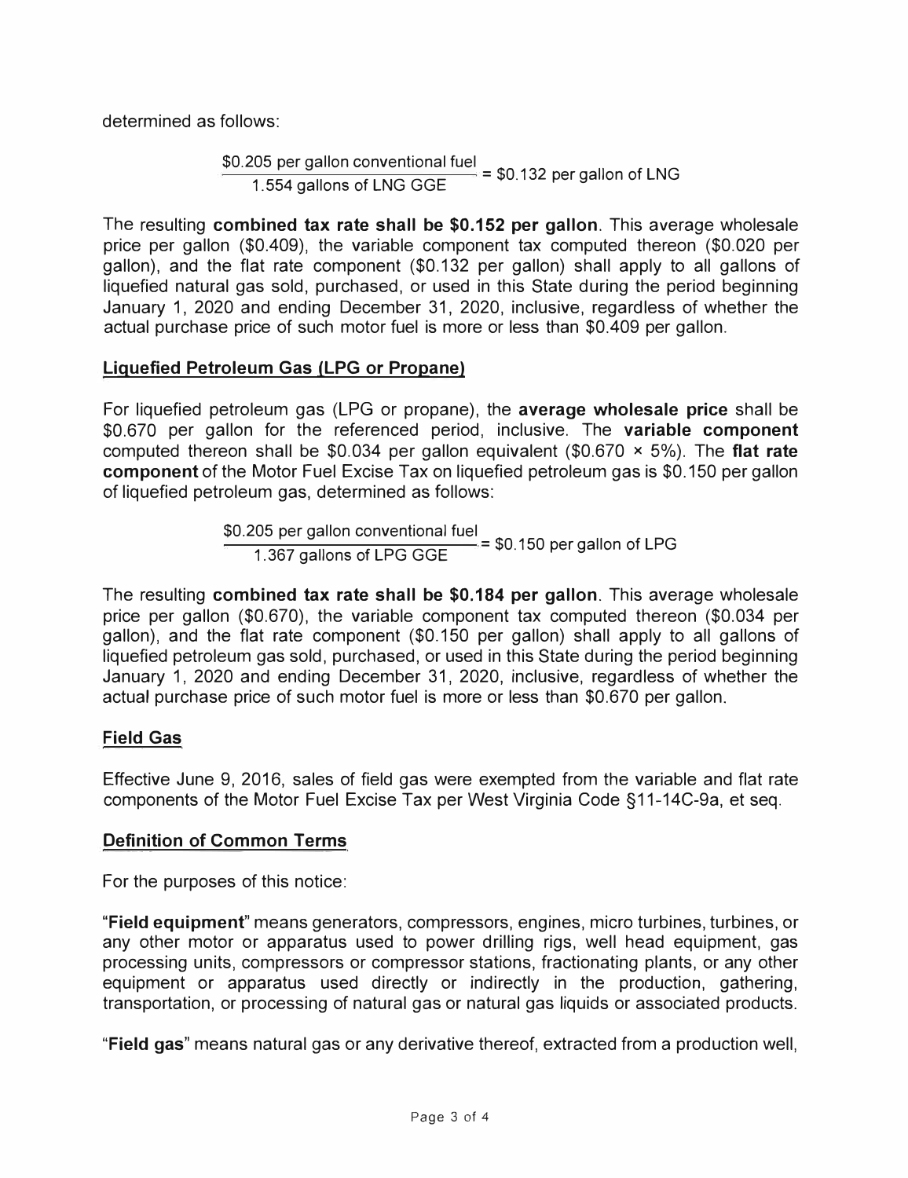determined as follows:

$$\frac{\$0.205 \text{ per gallon conventional fuel}}{1.554 \text{ gallons of LNG GGE}} = \$0.132 \text{ per gallon of LNG}$$

The resulting **combined tax rate shall be $0.152 per gallon**. This average wholesale price per gallon ($0.409), the variable component tax computed thereon ($0.020 per gallon), and the flat rate component ($0.132 per gallon) shall apply to all gallons of liquefied natural gas sold, purchased, or used in this State during the period beginning January 1, 2020 and ending December 31, 2020, inclusive, regardless of whether the actual purchase price of such motor fuel is more or less than $0.409 per gallon.

## Liquefied Petroleum Gas (LPG or Propane)

For liquefied petroleum gas (LPG or propane), the **average wholesale price** shall be $0.670 per gallon for the referenced period, inclusive. The **variable component** computed thereon shall be $0.034 per gallon equivalent ($0.670 × 5%). The **flat rate component** of the Motor Fuel Excise Tax on liquefied petroleum gas is $0.150 per gallon of liquefied petroleum gas, determined as follows:

$$\frac{\$0.205 \text{ per gallon conventional fuel}}{1.367 \text{ gallons of LPG GGE}} = \$0.150 \text{ per gallon of LPG}$$

The resulting **combined tax rate shall be $0.184 per gallon**. This average wholesale price per gallon ($0.670), the variable component tax computed thereon ($0.034 per gallon), and the flat rate component ($0.150 per gallon) shall apply to all gallons of liquefied petroleum gas sold, purchased, or used in this State during the period beginning January 1, 2020 and ending December 31, 2020, inclusive, regardless of whether the actual purchase price of such motor fuel is more or less than $0.670 per gallon.

## Field Gas

Effective June 9, 2016, sales of field gas were exempted from the variable and flat rate components of the Motor Fuel Excise Tax per West Virginia Code §11-14C-9a, et seq.

## Definition of Common Terms

For the purposes of this notice:

"**Field equipment**" means generators, compressors, engines, micro turbines, turbines, or any other motor or apparatus used to power drilling rigs, well head equipment, gas processing units, compressors or compressor stations, fractionating plants, or any other equipment or apparatus used directly or indirectly in the production, gathering, transportation, or processing of natural gas or natural gas liquids or associated products.

"**Field gas**" means natural gas or any derivative thereof, extracted from a production well,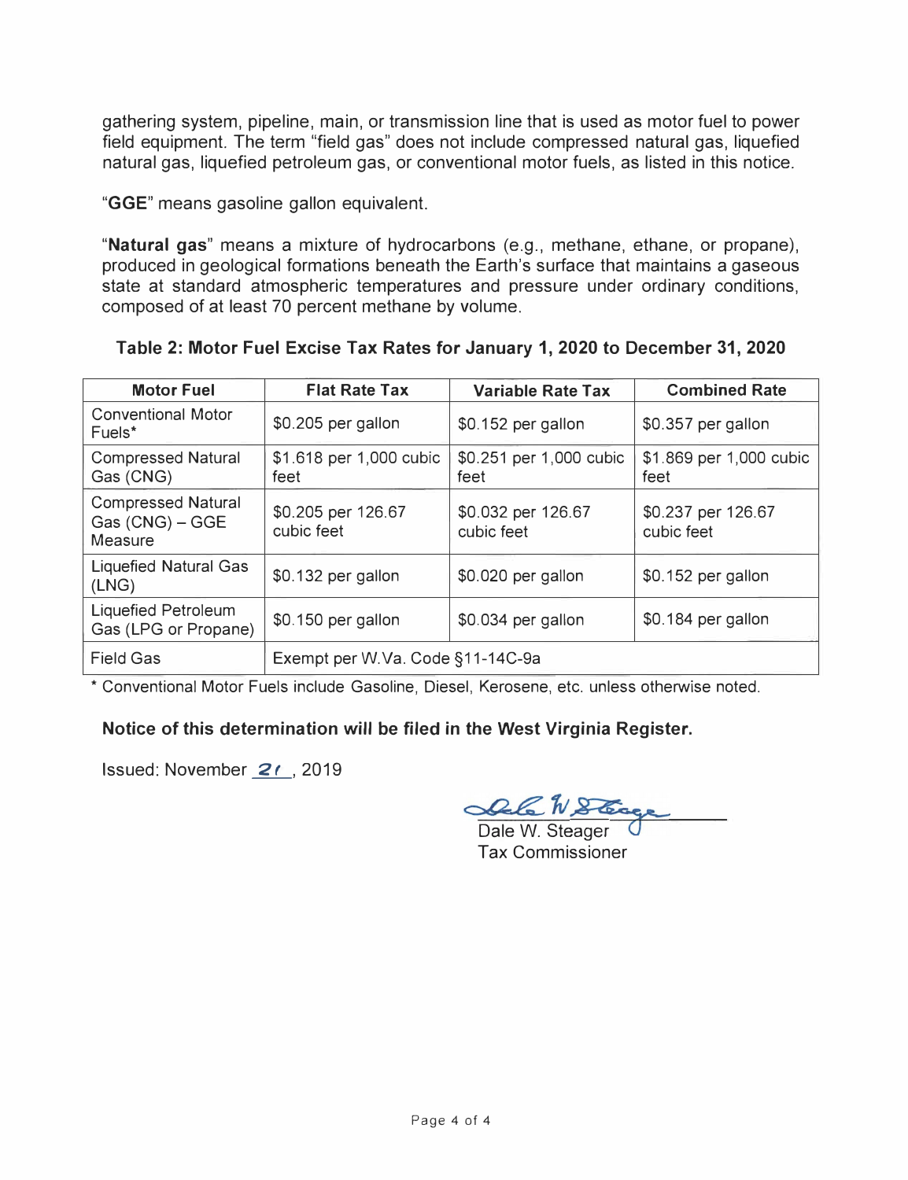gathering system, pipeline, main, or transmission line that is used as motor fuel to power field equipment. The term "field gas" does not include compressed natural gas, liquefied natural gas, liquefied petroleum gas, or conventional motor fuels, as listed in this notice.

"**GGE**" means gasoline gallon equivalent.

"**Natural gas**" means a mixture of hydrocarbons (e.g., methane, ethane, or propane), produced in geological formations beneath the Earth's surface that maintains a gaseous state at standard atmospheric temperatures and pressure under ordinary conditions, composed of at least 70 percent methane by volume.

**Table 2: Motor Fuel Excise Tax Rates for January 1, 2020 to December 31, 2020**

| Motor Fuel | Flat Rate Tax | Variable Rate Tax | Combined Rate |
|---|---|---|---|
| Conventional Motor Fuels* | $0.205 per gallon | $0.152 per gallon | $0.357 per gallon |
| Compressed Natural Gas (CNG) | $1.618 per 1,000 cubic feet | $0.251 per 1,000 cubic feet | $1.869 per 1,000 cubic feet |
| Compressed Natural Gas (CNG) – GGE Measure | $0.205 per 126.67 cubic feet | $0.032 per 126.67 cubic feet | $0.237 per 126.67 cubic feet |
| Liquefied Natural Gas (LNG) | $0.132 per gallon | $0.020 per gallon | $0.152 per gallon |
| Liquefied Petroleum Gas (LPG or Propane) | $0.150 per gallon | $0.034 per gallon | $0.184 per gallon |
| Field Gas | Exempt per W.Va. Code §11-14C-9a | | |

* Conventional Motor Fuels include Gasoline, Diesel, Kerosene, etc. unless otherwise noted.

**Notice of this determination will be filed in the West Virginia Register.**

Issued: November 21, 2019

Dale W. Steager
Tax Commissioner